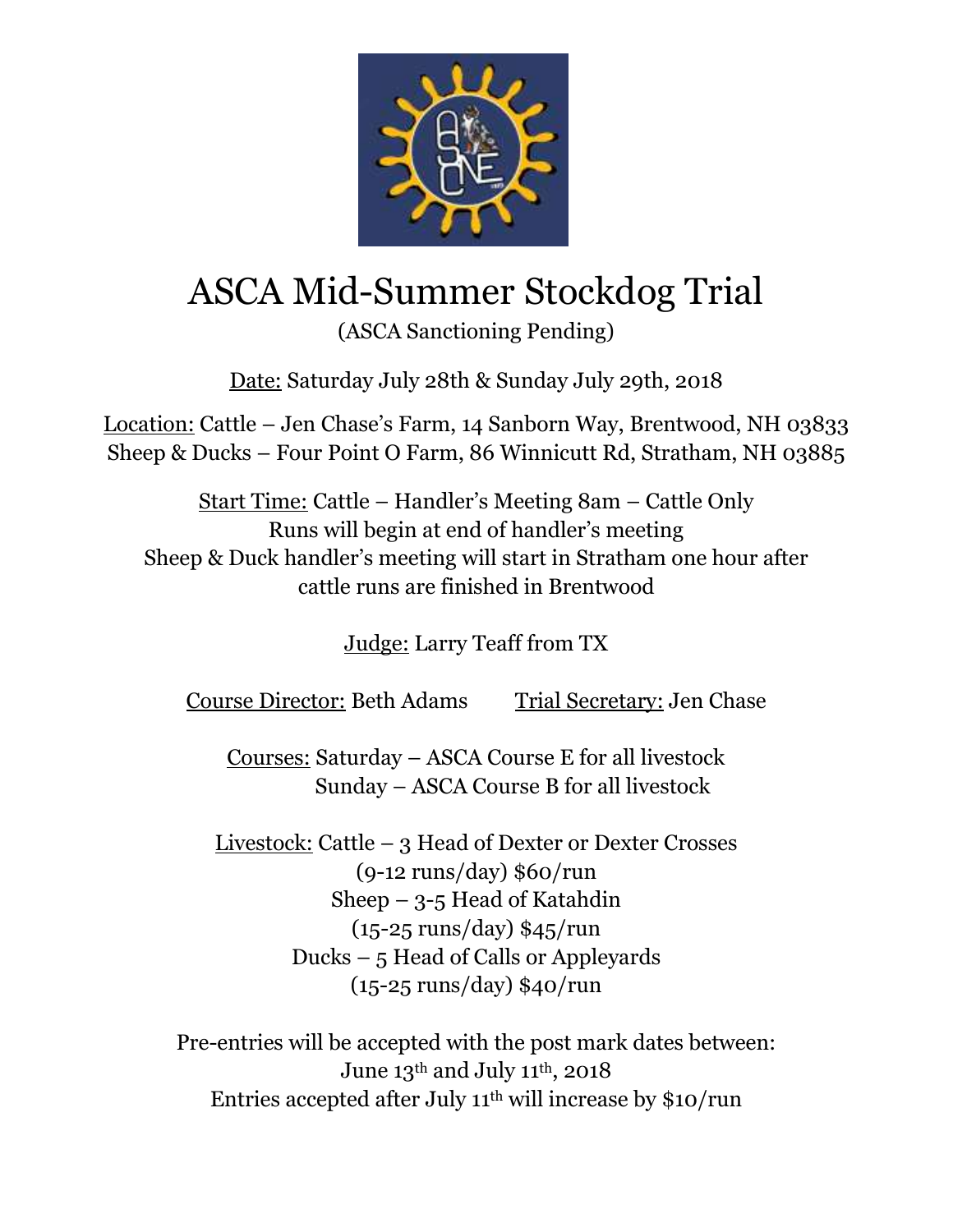# ASCA Mid-Summer Stockdog Trial

(ASCA Sanctioning Pending)

Date: Saturday July 28th & Sunday July 29th, 2018

Location: Cattle – Jen Chase's Farm, 14 Sanborn Way, Brentwood, NH 03833
Sheep & Ducks – Four Point O Farm, 86 Winnicutt Rd, Stratham, NH 03885

Start Time: Cattle – Handler's Meeting 8am – Cattle Only
Runs will begin at end of handler's meeting
Sheep & Duck handler's meeting will start in Stratham one hour after cattle runs are finished in Brentwood

Judge: Larry Teaff from TX

Course Director: Beth Adams    Trial Secretary: Jen Chase

Courses: Saturday – ASCA Course E for all livestock
Sunday – ASCA Course B for all livestock

Livestock: Cattle – 3 Head of Dexter or Dexter Crosses
(9-12 runs/day) $60/run
Sheep – 3-5 Head of Katahdin
(15-25 runs/day) $45/run
Ducks – 5 Head of Calls or Appleyards
(15-25 runs/day) $40/run

Pre-entries will be accepted with the post mark dates between:
June 13th and July 11th, 2018
Entries accepted after July 11th will increase by $10/run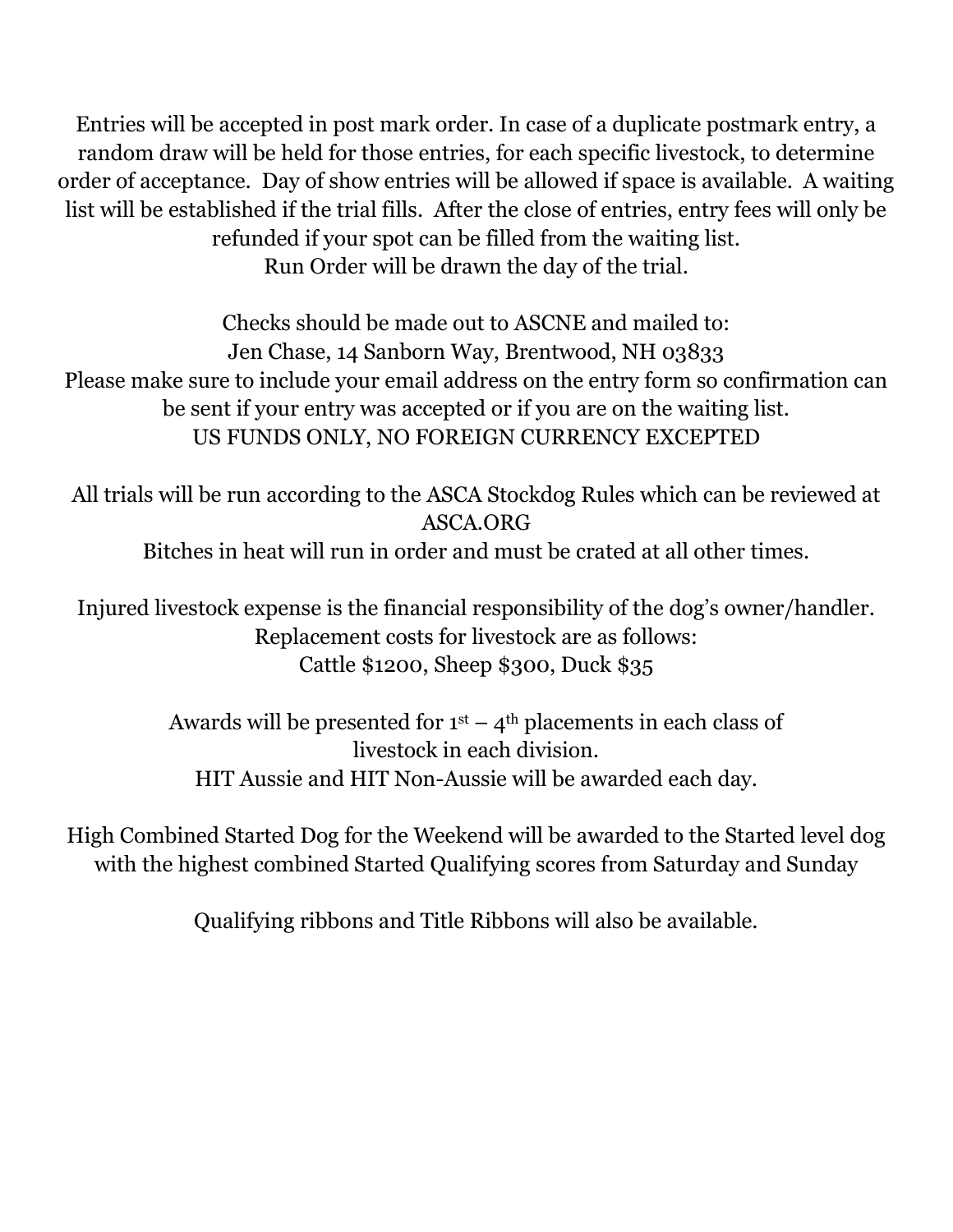Entries will be accepted in post mark order. In case of a duplicate postmark entry, a random draw will be held for those entries, for each specific livestock, to determine order of acceptance. Day of show entries will be allowed if space is available. A waiting list will be established if the trial fills. After the close of entries, entry fees will only be refunded if your spot can be filled from the waiting list.
Run Order will be drawn the day of the trial.

Checks should be made out to ASCNE and mailed to:
Jen Chase, 14 Sanborn Way, Brentwood, NH 03833
Please make sure to include your email address on the entry form so confirmation can be sent if your entry was accepted or if you are on the waiting list.
US FUNDS ONLY, NO FOREIGN CURRENCY EXCEPTED

All trials will be run according to the ASCA Stockdog Rules which can be reviewed at ASCA.ORG
Bitches in heat will run in order and must be crated at all other times.

Injured livestock expense is the financial responsibility of the dog's owner/handler.
Replacement costs for livestock are as follows:
Cattle $1200, Sheep $300, Duck $35

Awards will be presented for 1st – 4th placements in each class of livestock in each division.
HIT Aussie and HIT Non-Aussie will be awarded each day.

High Combined Started Dog for the Weekend will be awarded to the Started level dog with the highest combined Started Qualifying scores from Saturday and Sunday

Qualifying ribbons and Title Ribbons will also be available.